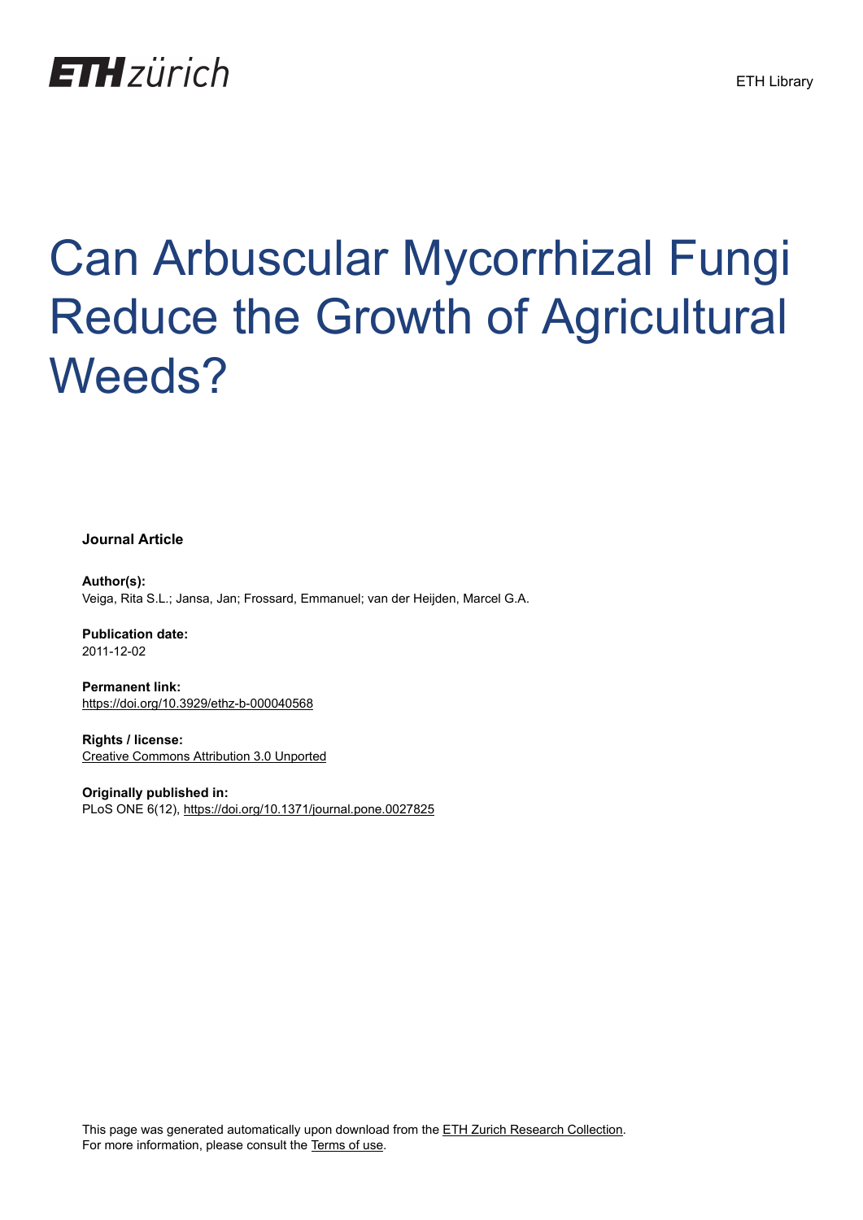# Can Arbuscular Mycorrhizal Fungi Reduce the Growth of Agricultural Weeds?

**Journal Article**

**Author(s):**
Veiga, Rita S.L.; Jansa, Jan; Frossard, Emmanuel; van der Heijden, Marcel G.A.

**Publication date:**
2011-12-02

**Permanent link:**
https://doi.org/10.3929/ethz-b-000040568

**Rights / license:**
Creative Commons Attribution 3.0 Unported

**Originally published in:**
PLoS ONE 6(12), https://doi.org/10.1371/journal.pone.0027825

This page was generated automatically upon download from the ETH Zurich Research Collection.
For more information, please consult the Terms of use.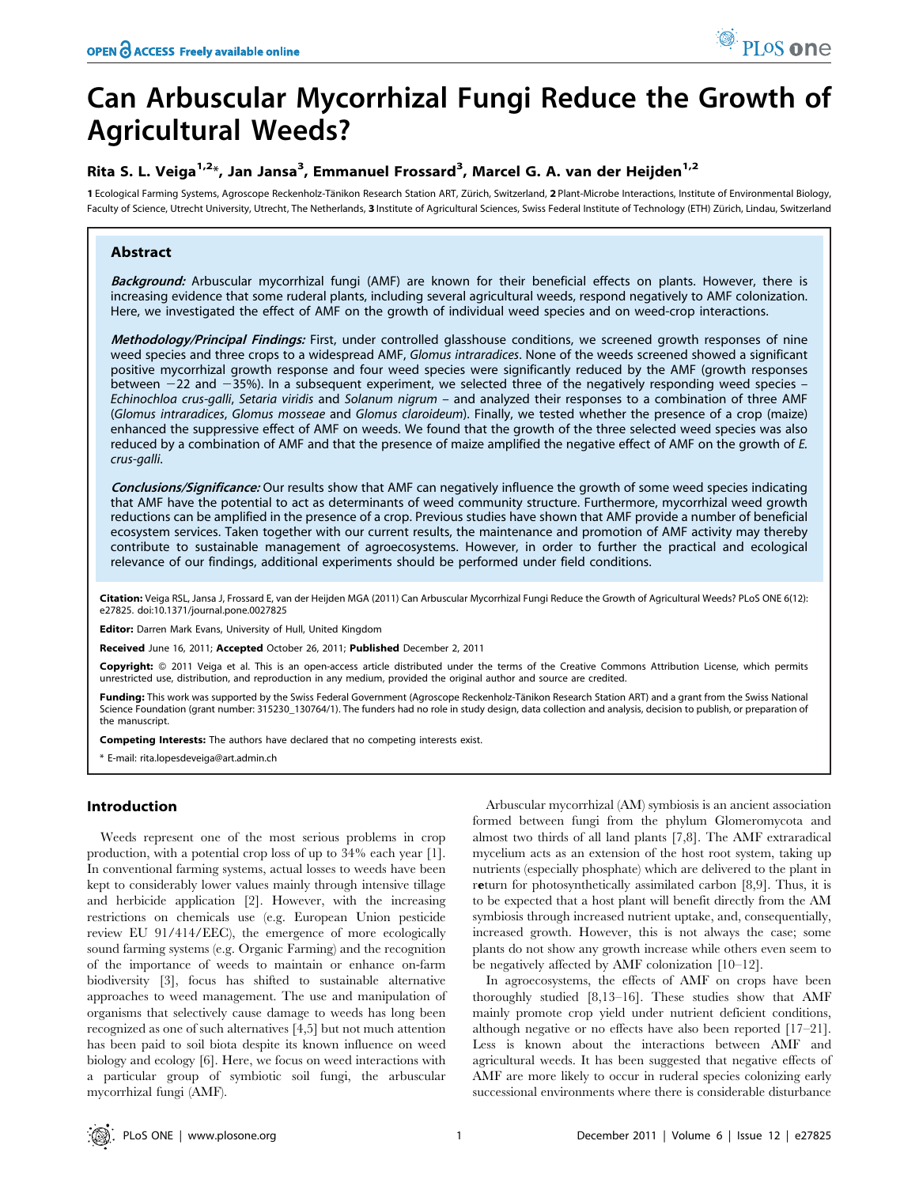# Can Arbuscular Mycorrhizal Fungi Reduce the Growth of Agricultural Weeds?

**Rita S. L. Veiga[1,2]\*, Jan Jansa[3], Emmanuel Frossard[3], Marcel G. A. van der Heijden[1,2]**

[1] Ecological Farming Systems, Agroscope Reckenholz-Tänikon Research Station ART, Zürich, Switzerland, [2] Plant-Microbe Interactions, Institute of Environmental Biology, Faculty of Science, Utrecht University, Utrecht, The Netherlands, [3] Institute of Agricultural Sciences, Swiss Federal Institute of Technology (ETH) Zürich, Lindau, Switzerland

## Abstract

***Background:*** Arbuscular mycorrhizal fungi (AMF) are known for their beneficial effects on plants. However, there is increasing evidence that some ruderal plants, including several agricultural weeds, respond negatively to AMF colonization. Here, we investigated the effect of AMF on the growth of individual weed species and on weed-crop interactions.

***Methodology/Principal Findings:*** First, under controlled glasshouse conditions, we screened growth responses of nine weed species and three crops to a widespread AMF, *Glomus intraradices*. None of the weeds screened showed a significant positive mycorrhizal growth response and four weed species were significantly reduced by the AMF (growth responses between −22 and −35%). In a subsequent experiment, we selected three of the negatively responding weed species – *Echinochloa crus-galli*, *Setaria viridis* and *Solanum nigrum* – and analyzed their responses to a combination of three AMF (*Glomus intraradices*, *Glomus mosseae* and *Glomus claroideum*). Finally, we tested whether the presence of a crop (maize) enhanced the suppressive effect of AMF on weeds. We found that the growth of the three selected weed species was also reduced by a combination of AMF and that the presence of maize amplified the negative effect of AMF on the growth of *E. crus-galli*.

***Conclusions/Significance:*** Our results show that AMF can negatively influence the growth of some weed species indicating that AMF have the potential to act as determinants of weed community structure. Furthermore, mycorrhizal weed growth reductions can be amplified in the presence of a crop. Previous studies have shown that AMF provide a number of beneficial ecosystem services. Taken together with our current results, the maintenance and promotion of AMF activity may thereby contribute to sustainable management of agroecosystems. However, in order to further the practical and ecological relevance of our findings, additional experiments should be performed under field conditions.

**Citation:** Veiga RSL, Jansa J, Frossard E, van der Heijden MGA (2011) Can Arbuscular Mycorrhizal Fungi Reduce the Growth of Agricultural Weeds? PLoS ONE 6(12): e27825. doi:10.1371/journal.pone.0027825

**Editor:** Darren Mark Evans, University of Hull, United Kingdom

**Received** June 16, 2011; **Accepted** October 26, 2011; **Published** December 2, 2011

**Copyright:** © 2011 Veiga et al. This is an open-access article distributed under the terms of the Creative Commons Attribution License, which permits unrestricted use, distribution, and reproduction in any medium, provided the original author and source are credited.

**Funding:** This work was supported by the Swiss Federal Government (Agroscope Reckenholz-Tänikon Research Station ART) and a grant from the Swiss National Science Foundation (grant number: 315230_130764/1). The funders had no role in study design, data collection and analysis, decision to publish, or preparation of the manuscript.

**Competing Interests:** The authors have declared that no competing interests exist.

\* E-mail: rita.lopesdeveiga@art.admin.ch

## Introduction

Weeds represent one of the most serious problems in crop production, with a potential crop loss of up to 34% each year [1]. In conventional farming systems, actual losses to weeds have been kept to considerably lower values mainly through intensive tillage and herbicide application [2]. However, with the increasing restrictions on chemicals use (e.g. European Union pesticide review EU 91/414/EEC), the emergence of more ecologically sound farming systems (e.g. Organic Farming) and the recognition of the importance of weeds to maintain or enhance on-farm biodiversity [3], focus has shifted to sustainable alternative approaches to weed management. The use and manipulation of organisms that selectively cause damage to weeds has long been recognized as one of such alternatives [4,5] but not much attention has been paid to soil biota despite its known influence on weed biology and ecology [6]. Here, we focus on weed interactions with a particular group of symbiotic soil fungi, the arbuscular mycorrhizal fungi (AMF).

Arbuscular mycorrhizal (AM) symbiosis is an ancient association formed between fungi from the phylum Glomeromycota and almost two thirds of all land plants [7,8]. The AMF extraradical mycelium acts as an extension of the host root system, taking up nutrients (especially phosphate) which are delivered to the plant in return for photosynthetically assimilated carbon [8,9]. Thus, it is to be expected that a host plant will benefit directly from the AM symbiosis through increased nutrient uptake, and, consequentially, increased growth. However, this is not always the case; some plants do not show any growth increase while others even seem to be negatively affected by AMF colonization [10–12].

In agroecosystems, the effects of AMF on crops have been thoroughly studied [8,13–16]. These studies show that AMF mainly promote crop yield under nutrient deficient conditions, although negative or no effects have also been reported [17–21]. Less is known about the interactions between AMF and agricultural weeds. It has been suggested that negative effects of AMF are more likely to occur in ruderal species colonizing early successional environments where there is considerable disturbance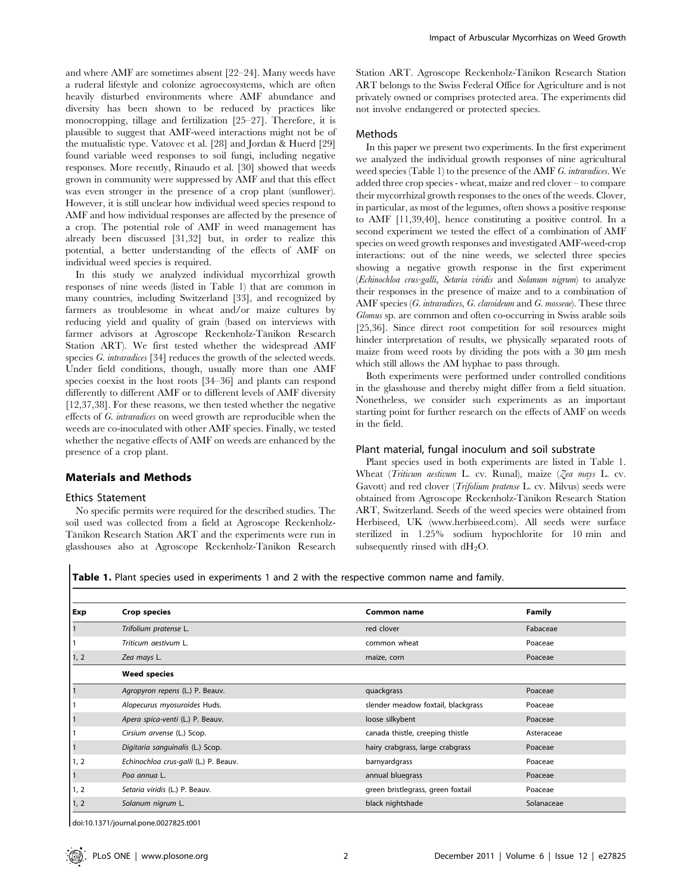and where AMF are sometimes absent [22–24]. Many weeds have a ruderal lifestyle and colonize agroecosystems, which are often heavily disturbed environments where AMF abundance and diversity has been shown to be reduced by practices like monocropping, tillage and fertilization [25–27]. Therefore, it is plausible to suggest that AMF-weed interactions might not be of the mutualistic type. Vatovec et al. [28] and Jordan & Huerd [29] found variable weed responses to soil fungi, including negative responses. More recently, Rinaudo et al. [30] showed that weeds grown in community were suppressed by AMF and that this effect was even stronger in the presence of a crop plant (sunflower). However, it is still unclear how individual weed species respond to AMF and how individual responses are affected by the presence of a crop. The potential role of AMF in weed management has already been discussed [31,32] but, in order to realize this potential, a better understanding of the effects of AMF on individual weed species is required.

In this study we analyzed individual mycorrhizal growth responses of nine weeds (listed in Table 1) that are common in many countries, including Switzerland [33], and recognized by farmers as troublesome in wheat and/or maize cultures by reducing yield and quality of grain (based on interviews with farmer advisors at Agroscope Reckenholz-Tänikon Research Station ART). We first tested whether the widespread AMF species *G. intraradices* [34] reduces the growth of the selected weeds. Under field conditions, though, usually more than one AMF species coexist in the host roots [34–36] and plants can respond differently to different AMF or to different levels of AMF diversity [12,37,38]. For these reasons, we then tested whether the negative effects of *G. intraradices* on weed growth are reproducible when the weeds are co-inoculated with other AMF species. Finally, we tested whether the negative effects of AMF on weeds are enhanced by the presence of a crop plant.

## Materials and Methods

### Ethics Statement

No specific permits were required for the described studies. The soil used was collected from a field at Agroscope Reckenholz-Tänikon Research Station ART and the experiments were run in glasshouses also at Agroscope Reckenholz-Tänikon Research Station ART. Agroscope Reckenholz-Tänikon Research Station ART belongs to the Swiss Federal Office for Agriculture and is not privately owned or comprises protected area. The experiments did not involve endangered or protected species.

### Methods

In this paper we present two experiments. In the first experiment we analyzed the individual growth responses of nine agricultural weed species (Table 1) to the presence of the AMF *G. intraradices*. We added three crop species - wheat, maize and red clover – to compare their mycorrhizal growth responses to the ones of the weeds. Clover, in particular, as most of the legumes, often shows a positive response to AMF [11,39,40], hence constituting a positive control. In a second experiment we tested the effect of a combination of AMF species on weed growth responses and investigated AMF-weed-crop interactions: out of the nine weeds, we selected three species showing a negative growth response in the first experiment (*Echinochloa crus-galli*, *Setaria viridis* and *Solanum nigrum*) to analyze their responses in the presence of maize and to a combination of AMF species (*G. intraradices*, *G. claroideum* and *G. mosseae*). These three *Glomus* sp. are common and often co-occurring in Swiss arable soils [25,36]. Since direct root competition for soil resources might hinder interpretation of results, we physically separated roots of maize from weed roots by dividing the pots with a 30 µm mesh which still allows the AM hyphae to pass through.

Both experiments were performed under controlled conditions in the glasshouse and thereby might differ from a field situation. Nonetheless, we consider such experiments as an important starting point for further research on the effects of AMF on weeds in the field.

### Plant material, fungal inoculum and soil substrate

Plant species used in both experiments are listed in Table 1. Wheat (*Triticum aestivum* L. cv. Runal), maize (*Zea mays* L. cv. Gavott) and red clover (*Trifolium pratense* L. cv. Milvus) seeds were obtained from Agroscope Reckenholz-Tänikon Research Station ART, Switzerland. Seeds of the weed species were obtained from Herbiseed, UK (www.herbiseed.com). All seeds were surface sterilized in 1.25% sodium hypochlorite for 10 min and subsequently rinsed with $dH_2O$.

**Table 1.** Plant species used in experiments 1 and 2 with the respective common name and family.

| Exp | Crop species | Common name | Family |
|---|---|---|---|
| 1 | *Trifolium pratense* L. | red clover | Fabaceae |
| 1 | *Triticum aestivum* L. | common wheat | Poaceae |
| 1, 2 | *Zea mays* L. | maize, corn | Poaceae |
| | **Weed species** | | |
| 1 | *Agropyron repens* (L.) P. Beauv. | quackgrass | Poaceae |
| 1 | *Alopecurus myosuroides* Huds. | slender meadow foxtail, blackgrass | Poaceae |
| 1 | *Apera spica-venti* (L.) P. Beauv. | loose silkybent | Poaceae |
| 1 | *Cirsium arvense* (L.) Scop. | canada thistle, creeping thistle | Asteraceae |
| 1 | *Digitaria sanguinalis* (L.) Scop. | hairy crabgrass, large crabgrass | Poaceae |
| 1, 2 | *Echinochloa crus-galli* (L.) P. Beauv. | barnyardgrass | Poaceae |
| 1 | *Poa annua* L. | annual bluegrass | Poaceae |
| 1, 2 | *Setaria viridis* (L.) P. Beauv. | green bristlegrass, green foxtail | Poaceae |
| 1, 2 | *Solanum nigrum* L. | black nightshade | Solanaceae |

doi:10.1371/journal.pone.0027825.t001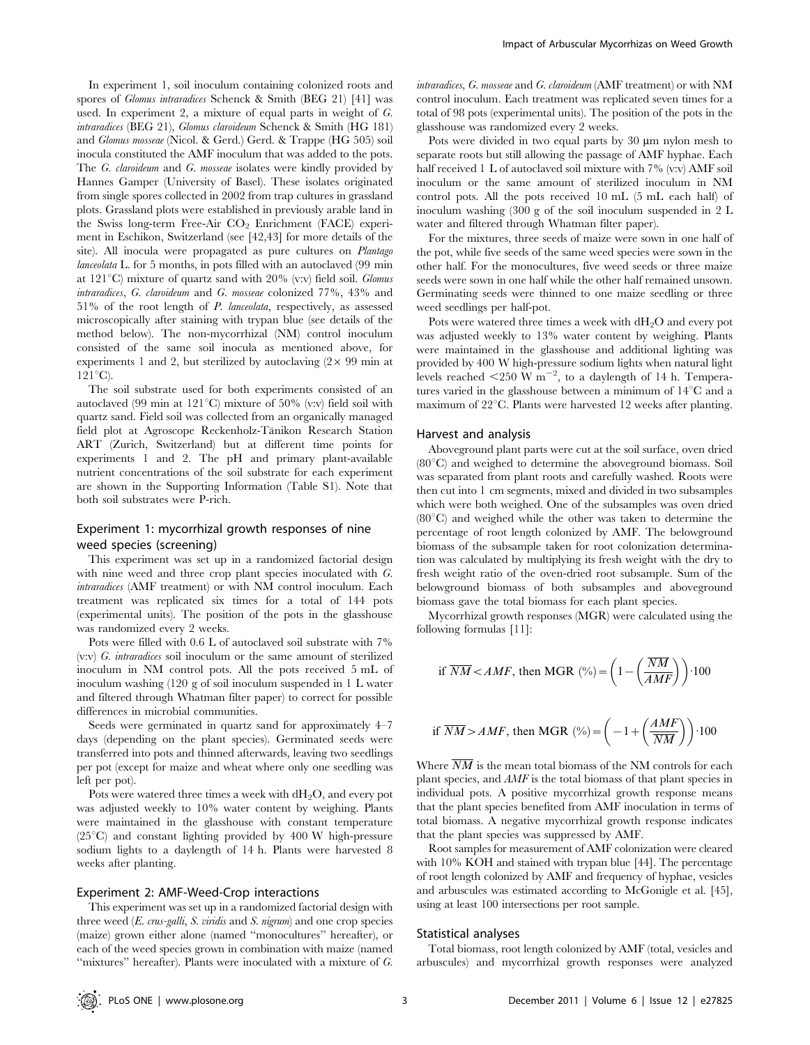In experiment 1, soil inoculum containing colonized roots and spores of *Glomus intraradices* Schenck & Smith (BEG 21) [41] was used. In experiment 2, a mixture of equal parts in weight of *G. intraradices* (BEG 21), *Glomus claroideum* Schenck & Smith (HG 181) and *Glomus mosseae* (Nicol. & Gerd.) Gerd. & Trappe (HG 505) soil inocula constituted the AMF inoculum that was added to the pots. The *G. claroideum* and *G. mosseae* isolates were kindly provided by Hannes Gamper (University of Basel). These isolates originated from single spores collected in 2002 from trap cultures in grassland plots. Grassland plots were established in previously arable land in the Swiss long-term Free-Air $CO_2$ Enrichment (FACE) experiment in Eschikon, Switzerland (see [42,43] for more details of the site). All inocula were propagated as pure cultures on *Plantago lanceolata* L. for 5 months, in pots filled with an autoclaved (99 min at 121°C) mixture of quartz sand with 20% (v:v) field soil. *Glomus intraradices*, *G. claroideum* and *G. mosseae* colonized 77%, 43% and 51% of the root length of *P. lanceolata*, respectively, as assessed microscopically after staining with trypan blue (see details of the method below). The non-mycorrhizal (NM) control inoculum consisted of the same soil inocula as mentioned above, for experiments 1 and 2, but sterilized by autoclaving (2× 99 min at 121°C).

The soil substrate used for both experiments consisted of an autoclaved (99 min at 121°C) mixture of 50% (v:v) field soil with quartz sand. Field soil was collected from an organically managed field plot at Agroscope Reckenholz-Tänikon Research Station ART (Zurich, Switzerland) but at different time points for experiments 1 and 2. The pH and primary plant-available nutrient concentrations of the soil substrate for each experiment are shown in the Supporting Information (Table S1). Note that both soil substrates were P-rich.

### Experiment 1: mycorrhizal growth responses of nine weed species (screening)

This experiment was set up in a randomized factorial design with nine weed and three crop plant species inoculated with *G. intraradices* (AMF treatment) or with NM control inoculum. Each treatment was replicated six times for a total of 144 pots (experimental units). The position of the pots in the glasshouse was randomized every 2 weeks.

Pots were filled with 0.6 L of autoclaved soil substrate with 7% (v:v) *G. intraradices* soil inoculum or the same amount of sterilized inoculum in NM control pots. All the pots received 5 mL of inoculum washing (120 g of soil inoculum suspended in 1 L water and filtered through Whatman filter paper) to correct for possible differences in microbial communities.

Seeds were germinated in quartz sand for approximately 4–7 days (depending on the plant species). Germinated seeds were transferred into pots and thinned afterwards, leaving two seedlings per pot (except for maize and wheat where only one seedling was left per pot).

Pots were watered three times a week with $dH_2O$, and every pot was adjusted weekly to 10% water content by weighing. Plants were maintained in the glasshouse with constant temperature (25°C) and constant lighting provided by 400 W high-pressure sodium lights to a daylength of 14 h. Plants were harvested 8 weeks after planting.

### Experiment 2: AMF-Weed-Crop interactions

This experiment was set up in a randomized factorial design with three weed (*E. crus-galli*, *S. viridis* and *S. nigrum*) and one crop species (maize) grown either alone (named "monocultures" hereafter), or each of the weed species grown in combination with maize (named "mixtures" hereafter). Plants were inoculated with a mixture of *G. intraradices*, *G. mosseae* and *G. claroideum* (AMF treatment) or with NM control inoculum. Each treatment was replicated seven times for a total of 98 pots (experimental units). The position of the pots in the glasshouse was randomized every 2 weeks.

Pots were divided in two equal parts by 30 µm nylon mesh to separate roots but still allowing the passage of AMF hyphae. Each half received 1 L of autoclaved soil mixture with 7% (v:v) AMF soil inoculum or the same amount of sterilized inoculum in NM control pots. All the pots received 10 mL (5 mL each half) of inoculum washing (300 g of the soil inoculum suspended in 2 L water and filtered through Whatman filter paper).

For the mixtures, three seeds of maize were sown in one half of the pot, while five seeds of the same weed species were sown in the other half. For the monocultures, five weed seeds or three maize seeds were sown in one half while the other half remained unsown. Germinating seeds were thinned to one maize seedling or three weed seedlings per half-pot.

Pots were watered three times a week with $dH_2O$ and every pot was adjusted weekly to 13% water content by weighing. Plants were maintained in the glasshouse and additional lighting was provided by 400 W high-pressure sodium lights when natural light levels reached $<250$ W $m^{-2}$, to a daylength of 14 h. Temperatures varied in the glasshouse between a minimum of 14°C and a maximum of 22°C. Plants were harvested 12 weeks after planting.

### Harvest and analysis

Aboveground plant parts were cut at the soil surface, oven dried (80°C) and weighed to determine the aboveground biomass. Soil was separated from plant roots and carefully washed. Roots were then cut into 1 cm segments, mixed and divided in two subsamples which were both weighed. One of the subsamples was oven dried (80°C) and weighed while the other was taken to determine the percentage of root length colonized by AMF. The belowground biomass of the subsample taken for root colonization determination was calculated by multiplying its fresh weight with the dry to fresh weight ratio of the oven-dried root subsample. Sum of the belowground biomass of both subsamples and aboveground biomass gave the total biomass for each plant species.

Mycorrhizal growth responses (MGR) were calculated using the following formulas [11]:

$$\text{if } \overline{NM} < AMF\text{, then MGR } (\%) = \left(1 - \left(\frac{\overline{NM}}{AMF}\right)\right) \cdot 100$$

$$\text{if } \overline{NM} > AMF\text{, then MGR } (\%) = \left(-1 + \left(\frac{AMF}{\overline{NM}}\right)\right) \cdot 100$$

Where $\overline{NM}$ is the mean total biomass of the NM controls for each plant species, and $AMF$ is the total biomass of that plant species in individual pots. A positive mycorrhizal growth response means that the plant species benefited from AMF inoculation in terms of total biomass. A negative mycorrhizal growth response indicates that the plant species was suppressed by AMF.

Root samples for measurement of AMF colonization were cleared with 10% KOH and stained with trypan blue [44]. The percentage of root length colonized by AMF and frequency of hyphae, vesicles and arbuscules was estimated according to McGonigle et al. [45], using at least 100 intersections per root sample.

### Statistical analyses

Total biomass, root length colonized by AMF (total, vesicles and arbuscules) and mycorrhizal growth responses were analyzed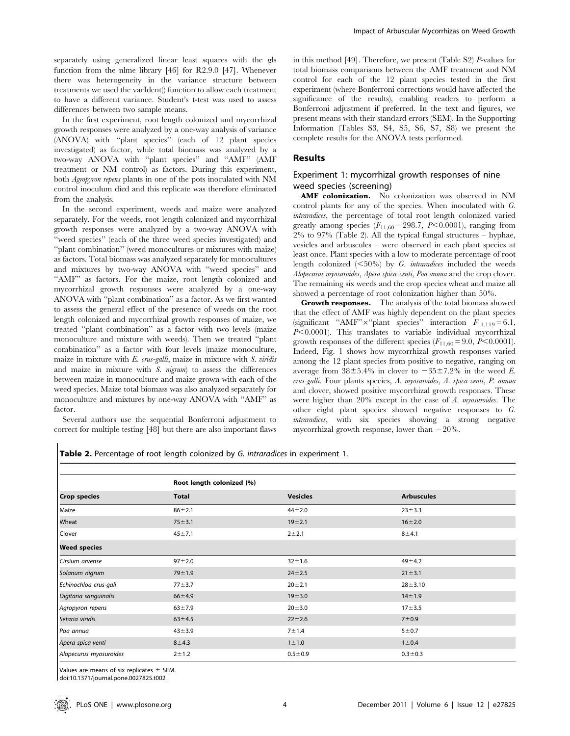separately using generalized linear least squares with the gls function from the nlme library [46] for R2.9.0 [47]. Whenever there was heterogeneity in the variance structure between treatments we used the varIdent() function to allow each treatment to have a different variance. Student's t-test was used to assess differences between two sample means.

In the first experiment, root length colonized and mycorrhizal growth responses were analyzed by a one-way analysis of variance (ANOVA) with "plant species" (each of 12 plant species investigated) as factor, while total biomass was analyzed by a two-way ANOVA with "plant species" and "AMF" (AMF treatment or NM control) as factors. During this experiment, both *Agropyron repens* plants in one of the pots inoculated with NM control inoculum died and this replicate was therefore eliminated from the analysis.

In the second experiment, weeds and maize were analyzed separately. For the weeds, root length colonized and mycorrhizal growth responses were analyzed by a two-way ANOVA with "weed species" (each of the three weed species investigated) and "plant combination" (weed monocultures or mixtures with maize) as factors. Total biomass was analyzed separately for monocultures and mixtures by two-way ANOVA with "weed species" and "AMF" as factors. For the maize, root length colonized and mycorrhizal growth responses were analyzed by a one-way ANOVA with "plant combination" as a factor. As we first wanted to assess the general effect of the presence of weeds on the root length colonized and mycorrhizal growth responses of maize, we treated "plant combination" as a factor with two levels (maize monoculture and mixture with weeds). Then we treated "plant combination" as a factor with four levels (maize monoculture, maize in mixture with *E. crus-galli*, maize in mixture with *S. viridis* and maize in mixture with *S. nigrum*) to assess the differences between maize in monoculture and maize grown with each of the weed species. Maize total biomass was also analyzed separately for monoculture and mixtures by one-way ANOVA with "AMF" as factor.

Several authors use the sequential Bonferroni adjustment to correct for multiple testing [48] but there are also important flaws in this method [49]. Therefore, we present (Table S2) *P*-values for total biomass comparisons between the AMF treatment and NM control for each of the 12 plant species tested in the first experiment (where Bonferroni corrections would have affected the significance of the results), enabling readers to perform a Bonferroni adjustment if preferred. In the text and figures, we present means with their standard errors (SEM). In the Supporting Information (Tables S3, S4, S5, S6, S7, S8) we present the complete results for the ANOVA tests performed.

## Results

### Experiment 1: mycorrhizal growth responses of nine weed species (screening)

**AMF colonization.** No colonization was observed in NM control plants for any of the species. When inoculated with *G. intraradices*, the percentage of total root length colonized varied greatly among species ($F_{11,60} = 298.7$, $P<0.0001$), ranging from 2% to 97% (Table 2). All the typical fungal structures – hyphae, vesicles and arbuscules – were observed in each plant species at least once. Plant species with a low to moderate percentage of root length colonized (<50%) by *G. intraradices* included the weeds *Alopecurus myosuroides*, *Apera spica-venti*, *Poa annua* and the crop clover. The remaining six weeds and the crop species wheat and maize all showed a percentage of root colonization higher than 50%.

**Growth responses.** The analysis of the total biomass showed that the effect of AMF was highly dependent on the plant species (significant "AMF"×"plant species" interaction $F_{11,119} = 6.1$, $P<0.0001$). This translates to variable individual mycorrhizal growth responses of the different species ($F_{11,60} = 9.0$, $P<0.0001$). Indeed, Fig. 1 shows how mycorrhizal growth responses varied among the 12 plant species from positive to negative, ranging on average from 38±5.4% in clover to −35±7.2% in the weed *E. crus-galli*. Four plants species, *A. myosuroides*, *A. spica-venti*, *P. annua* and clover, showed positive mycorrhizal growth responses. These were higher than 20% except in the case of *A. myosuroides*. The other eight plant species showed negative responses to *G. intraradices*, with six species showing a strong negative mycorrhizal growth response, lower than −20%.

**Table 2.** Percentage of root length colonized by *G. intraradices* in experiment 1.

| | Root length colonized (%) | | |
|---|---|---|---|
| **Crop species** | **Total** | **Vesicles** | **Arbuscules** |
| Maize | 86±2.1 | 44±2.0 | 23±3.3 |
| Wheat | 75±3.1 | 19±2.1 | 16±2.0 |
| Clover | 45±7.1 | 2±2.1 | 8±4.1 |
| **Weed species** | | | |
| *Cirsium arvense* | 97±2.0 | 32±1.6 | 49±4.2 |
| *Solanum nigrum* | 79±1.9 | 24±2.5 | 21±3.1 |
| *Echinochloa crus-gali* | 77±3.7 | 20±2.1 | 28±3.10 |
| *Digitaria sanguinalis* | 66±4.9 | 19±3.0 | 14±1.9 |
| *Agropyron repens* | 63±7.9 | 20±3.0 | 17±3.5 |
| *Setaria viridis* | 63±4.5 | 22±2.6 | 7±0.9 |
| *Poa annua* | 43±3.9 | 7±1.4 | 5±0.7 |
| *Apera spica-venti* | 8±4.3 | 1±1.0 | 1±0.4 |
| *Alopecurus myosuroides* | 2±1.2 | 0.5±0.9 | 0.3±0.3 |

Values are means of six replicates ± SEM.
doi:10.1371/journal.pone.0027825.t002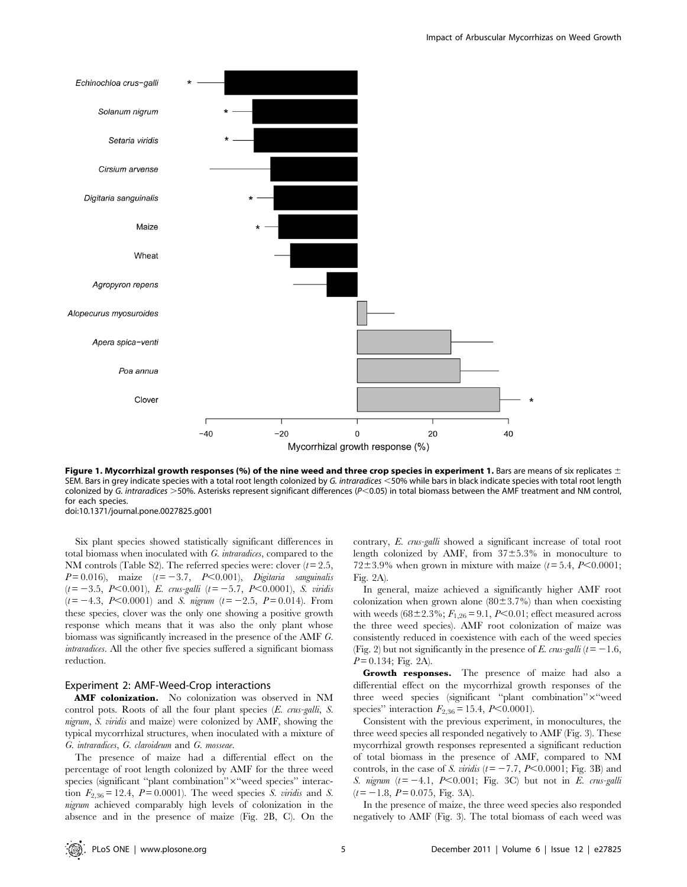**Figure 1. Mycorrhizal growth responses (%) of the nine weed and three crop species in experiment 1.** Bars are means of six replicates ± SEM. Bars in grey indicate species with a total root length colonized by *G. intraradices* <50% while bars in black indicate species with total root length colonized by *G. intraradices* >50%. Asterisks represent significant differences ($P<0.05$) in total biomass between the AMF treatment and NM control, for each species.
doi:10.1371/journal.pone.0027825.g001

Six plant species showed statistically significant differences in total biomass when inoculated with *G. intraradices*, compared to the NM controls (Table S2). The referred species were: clover ($t = 2.5$, $P = 0.016$), maize ($t = -3.7$, $P<0.001$), *Digitaria sanguinalis* ($t = -3.5$, $P<0.001$), *E. crus-galli* ($t = -5.7$, $P<0.0001$), *S. viridis* ($t = -4.3$, $P<0.0001$) and *S. nigrum* ($t = -2.5$, $P = 0.014$). From these species, clover was the only one showing a positive growth response which means that it was also the only plant whose biomass was significantly increased in the presence of the AMF *G. intraradices*. All the other five species suffered a significant biomass reduction.

## Experiment 2: AMF-Weed-Crop interactions

**AMF colonization.** No colonization was observed in NM control pots. Roots of all the four plant species (*E. crus-galli*, *S. nigrum*, *S. viridis* and maize) were colonized by AMF, showing the typical mycorrhizal structures, when inoculated with a mixture of *G. intraradices*, *G. claroideum* and *G. mosseae*.

The presence of maize had a differential effect on the percentage of root length colonized by AMF for the three weed species (significant "plant combination"×"weed species" interaction $F_{2,36} = 12.4$, $P = 0.0001$). The weed species *S. viridis* and *S. nigrum* achieved comparably high levels of colonization in the absence and in the presence of maize (Fig. 2B, C). On the contrary, *E. crus-galli* showed a significant increase of total root length colonized by AMF, from 37±5.3% in monoculture to 72±3.9% when grown in mixture with maize ($t = 5.4$, $P<0.0001$; Fig. 2A).

In general, maize achieved a significantly higher AMF root colonization when grown alone (80±3.7%) than when coexisting with weeds (68±2.3%; $F_{1,26} = 9.1$, $P<0.01$; effect measured across the three weed species). AMF root colonization of maize was consistently reduced in coexistence with each of the weed species (Fig. 2) but not significantly in the presence of *E. crus-galli* ($t = -1.6$, $P = 0.134$; Fig. 2A).

**Growth responses.** The presence of maize had also a differential effect on the mycorrhizal growth responses of the three weed species (significant "plant combination"×"weed species" interaction $F_{2,36} = 15.4$, $P<0.0001$).

Consistent with the previous experiment, in monocultures, the three weed species all responded negatively to AMF (Fig. 3). These mycorrhizal growth responses represented a significant reduction of total biomass in the presence of AMF, compared to NM controls, in the case of *S. viridis* ($t = -7.7$, $P<0.0001$; Fig. 3B) and *S. nigrum* ($t = -4.1$, $P<0.001$; Fig. 3C) but not in *E. crus-galli* ($t = -1.8$, $P = 0.075$, Fig. 3A).

In the presence of maize, the three weed species also responded negatively to AMF (Fig. 3). The total biomass of each weed was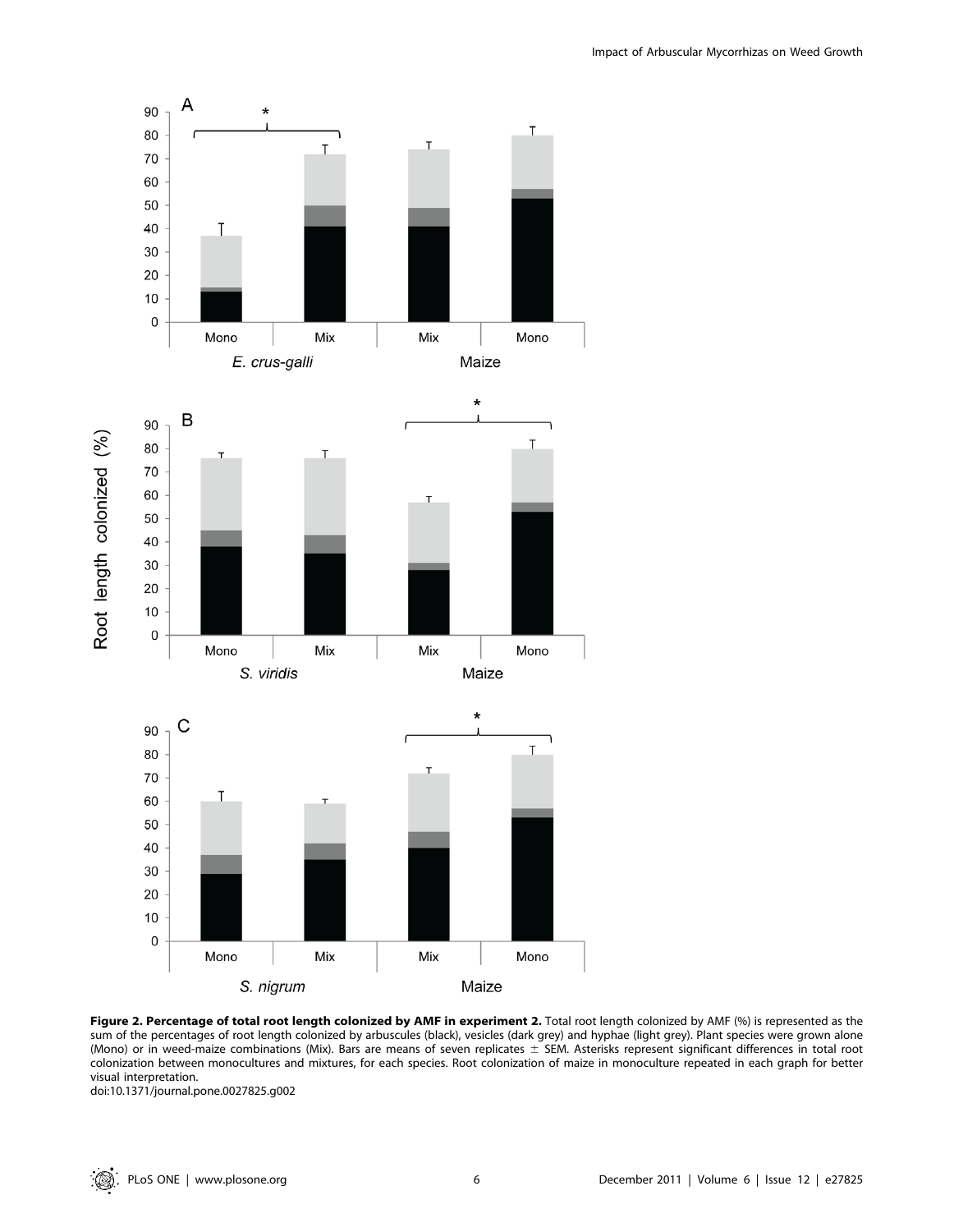**Figure 2. Percentage of total root length colonized by AMF in experiment 2.** Total root length colonized by AMF (%) is represented as the sum of the percentages of root length colonized by arbuscules (black), vesicles (dark grey) and hyphae (light grey). Plant species were grown alone (Mono) or in weed-maize combinations (Mix). Bars are means of seven replicates ± SEM. Asterisks represent significant differences in total root colonization between monocultures and mixtures, for each species. Root colonization of maize in monoculture repeated in each graph for better visual interpretation.
doi:10.1371/journal.pone.0027825.g002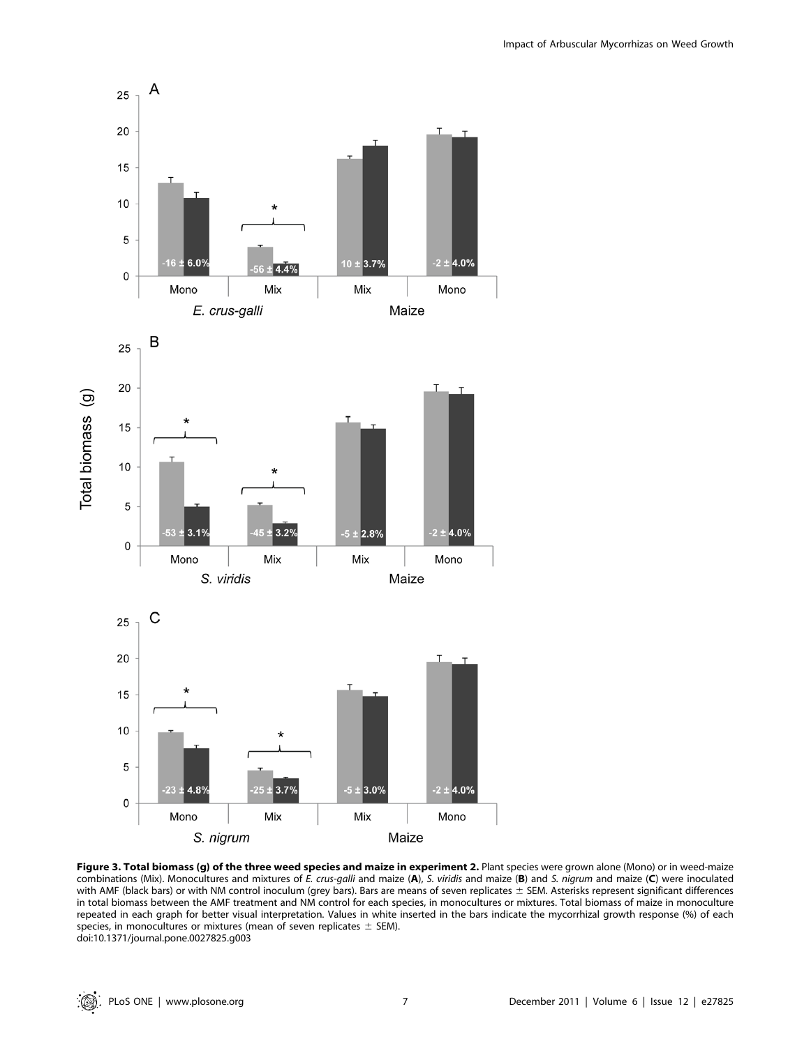**Figure 3. Total biomass (g) of the three weed species and maize in experiment 2.** Plant species were grown alone (Mono) or in weed-maize combinations (Mix). Monocultures and mixtures of *E. crus-galli* and maize (**A**), *S. viridis* and maize (**B**) and *S. nigrum* and maize (**C**) were inoculated with AMF (black bars) or with NM control inoculum (grey bars). Bars are means of seven replicates ± SEM. Asterisks represent significant differences in total biomass between the AMF treatment and NM control for each species, in monocultures or mixtures. Total biomass of maize in monoculture repeated in each graph for better visual interpretation. Values in white inserted in the bars indicate the mycorrhizal growth response (%) of each species, in monocultures or mixtures (mean of seven replicates ± SEM).

doi:10.1371/journal.pone.0027825.g003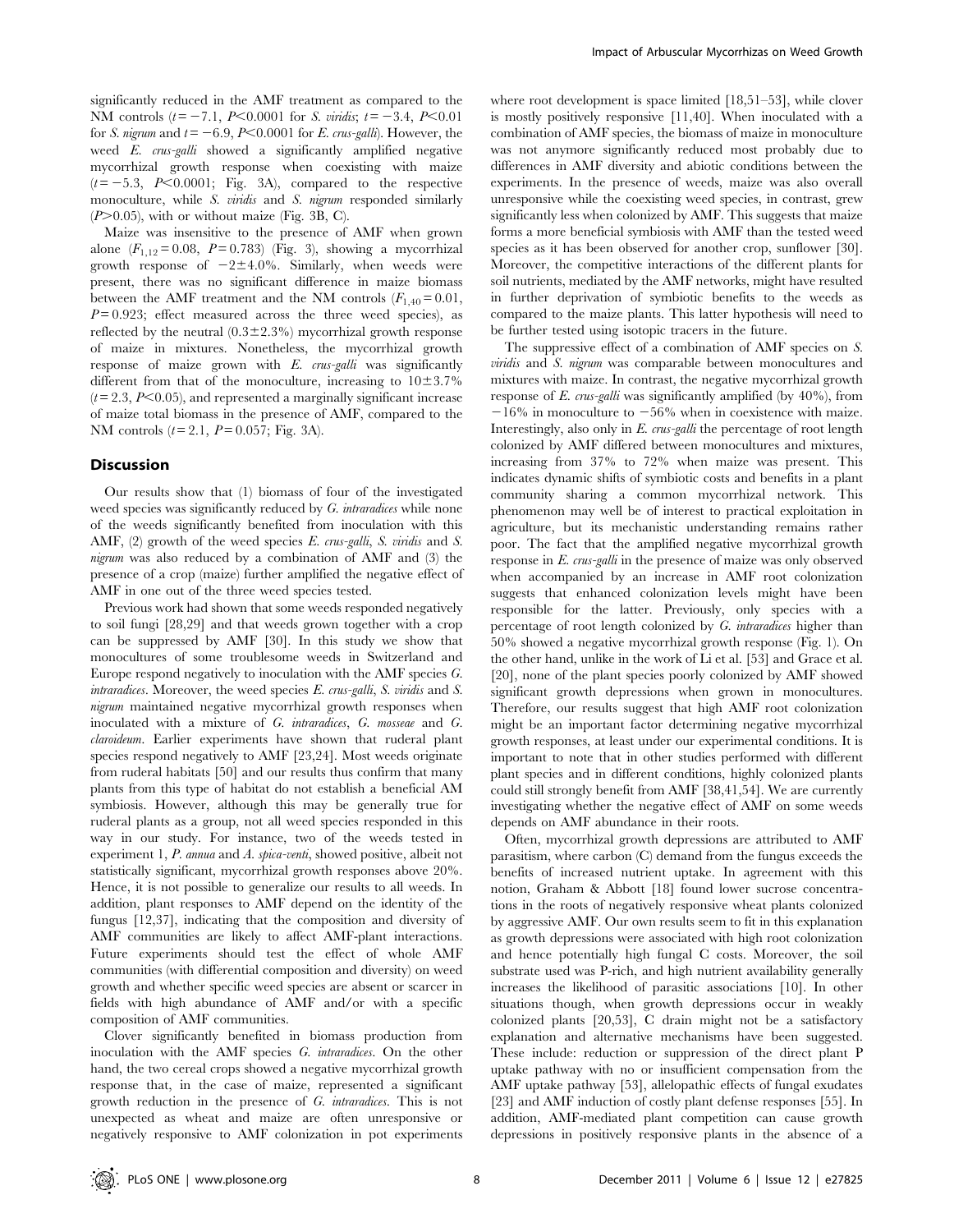significantly reduced in the AMF treatment as compared to the NM controls ($t = -7.1$, $P<0.0001$ for *S. viridis*; $t = -3.4$, $P<0.01$ for *S. nigrum* and $t = -6.9$, $P<0.0001$ for *E. crus-galli*). However, the weed *E. crus-galli* showed a significantly amplified negative mycorrhizal growth response when coexisting with maize ($t = -5.3$, $P<0.0001$; Fig. 3A), compared to the respective monoculture, while *S. viridis* and *S. nigrum* responded similarly ($P>0.05$), with or without maize (Fig. 3B, C).

Maize was insensitive to the presence of AMF when grown alone ($F_{1,12} = 0.08$, $P = 0.783$) (Fig. 3), showing a mycorrhizal growth response of $-2\pm4.0\%$. Similarly, when weeds were present, there was no significant difference in maize biomass between the AMF treatment and the NM controls ($F_{1,40} = 0.01$, $P = 0.923$; effect measured across the three weed species), as reflected by the neutral ($0.3\pm2.3\%$) mycorrhizal growth response of maize in mixtures. Nonetheless, the mycorrhizal growth response of maize grown with *E. crus-galli* was significantly different from that of the monoculture, increasing to $10\pm3.7\%$ ($t = 2.3$, $P<0.05$), and represented a marginally significant increase of maize total biomass in the presence of AMF, compared to the NM controls ($t = 2.1$, $P = 0.057$; Fig. 3A).

## Discussion

Our results show that (1) biomass of four of the investigated weed species was significantly reduced by *G. intraradices* while none of the weeds significantly benefited from inoculation with this AMF, (2) growth of the weed species *E. crus-galli*, *S. viridis* and *S. nigrum* was also reduced by a combination of AMF and (3) the presence of a crop (maize) further amplified the negative effect of AMF in one out of the three weed species tested.

Previous work had shown that some weeds responded negatively to soil fungi [28,29] and that weeds grown together with a crop can be suppressed by AMF [30]. In this study we show that monocultures of some troublesome weeds in Switzerland and Europe respond negatively to inoculation with the AMF species *G. intraradices*. Moreover, the weed species *E. crus-galli*, *S. viridis* and *S. nigrum* maintained negative mycorrhizal growth responses when inoculated with a mixture of *G. intraradices*, *G. mosseae* and *G. claroideum*. Earlier experiments have shown that ruderal plant species respond negatively to AMF [23,24]. Most weeds originate from ruderal habitats [50] and our results thus confirm that many plants from this type of habitat do not establish a beneficial AM symbiosis. However, although this may be generally true for ruderal plants as a group, not all weed species responded in this way in our study. For instance, two of the weeds tested in experiment 1, *P. annua* and *A. spica-venti*, showed positive, albeit not statistically significant, mycorrhizal growth responses above 20%. Hence, it is not possible to generalize our results to all weeds. In addition, plant responses to AMF depend on the identity of the fungus [12,37], indicating that the composition and diversity of AMF communities are likely to affect AMF-plant interactions. Future experiments should test the effect of whole AMF communities (with differential composition and diversity) on weed growth and whether specific weed species are absent or scarcer in fields with high abundance of AMF and/or with a specific composition of AMF communities.

Clover significantly benefited in biomass production from inoculation with the AMF species *G. intraradices*. On the other hand, the two cereal crops showed a negative mycorrhizal growth response that, in the case of maize, represented a significant growth reduction in the presence of *G. intraradices*. This is not unexpected as wheat and maize are often unresponsive or negatively responsive to AMF colonization in pot experiments where root development is space limited [18,51–53], while clover is mostly positively responsive [11,40]. When inoculated with a combination of AMF species, the biomass of maize in monoculture was not anymore significantly reduced most probably due to differences in AMF diversity and abiotic conditions between the experiments. In the presence of weeds, maize was also overall unresponsive while the coexisting weed species, in contrast, grew significantly less when colonized by AMF. This suggests that maize forms a more beneficial symbiosis with AMF than the tested weed species as it has been observed for another crop, sunflower [30]. Moreover, the competitive interactions of the different plants for soil nutrients, mediated by the AMF networks, might have resulted in further deprivation of symbiotic benefits to the weeds as compared to the maize plants. This latter hypothesis will need to be further tested using isotopic tracers in the future.

The suppressive effect of a combination of AMF species on *S. viridis* and *S. nigrum* was comparable between monocultures and mixtures with maize. In contrast, the negative mycorrhizal growth response of *E. crus-galli* was significantly amplified (by 40%), from $-16\%$ in monoculture to $-56\%$ when in coexistence with maize. Interestingly, also only in *E. crus-galli* the percentage of root length colonized by AMF differed between monocultures and mixtures, increasing from 37% to 72% when maize was present. This indicates dynamic shifts of symbiotic costs and benefits in a plant community sharing a common mycorrhizal network. This phenomenon may well be of interest to practical exploitation in agriculture, but its mechanistic understanding remains rather poor. The fact that the amplified negative mycorrhizal growth response in *E. crus-galli* in the presence of maize was only observed when accompanied by an increase in AMF root colonization suggests that enhanced colonization levels might have been responsible for the latter. Previously, only species with a percentage of root length colonized by *G. intraradices* higher than 50% showed a negative mycorrhizal growth response (Fig. 1). On the other hand, unlike in the work of Li et al. [53] and Grace et al. [20], none of the plant species poorly colonized by AMF showed significant growth depressions when grown in monocultures. Therefore, our results suggest that high AMF root colonization might be an important factor determining negative mycorrhizal growth responses, at least under our experimental conditions. It is important to note that in other studies performed with different plant species and in different conditions, highly colonized plants could still strongly benefit from AMF [38,41,54]. We are currently investigating whether the negative effect of AMF on some weeds depends on AMF abundance in their roots.

Often, mycorrhizal growth depressions are attributed to AMF parasitism, where carbon (C) demand from the fungus exceeds the benefits of increased nutrient uptake. In agreement with this notion, Graham & Abbott [18] found lower sucrose concentrations in the roots of negatively responsive wheat plants colonized by aggressive AMF. Our own results seem to fit in this explanation as growth depressions were associated with high root colonization and hence potentially high fungal C costs. Moreover, the soil substrate used was P-rich, and high nutrient availability generally increases the likelihood of parasitic associations [10]. In other situations though, when growth depressions occur in weakly colonized plants [20,53], C drain might not be a satisfactory explanation and alternative mechanisms have been suggested. These include: reduction or suppression of the direct plant P uptake pathway with no or insufficient compensation from the AMF uptake pathway [53], allelopathic effects of fungal exudates [23] and AMF induction of costly plant defense responses [55]. In addition, AMF-mediated plant competition can cause growth depressions in positively responsive plants in the absence of a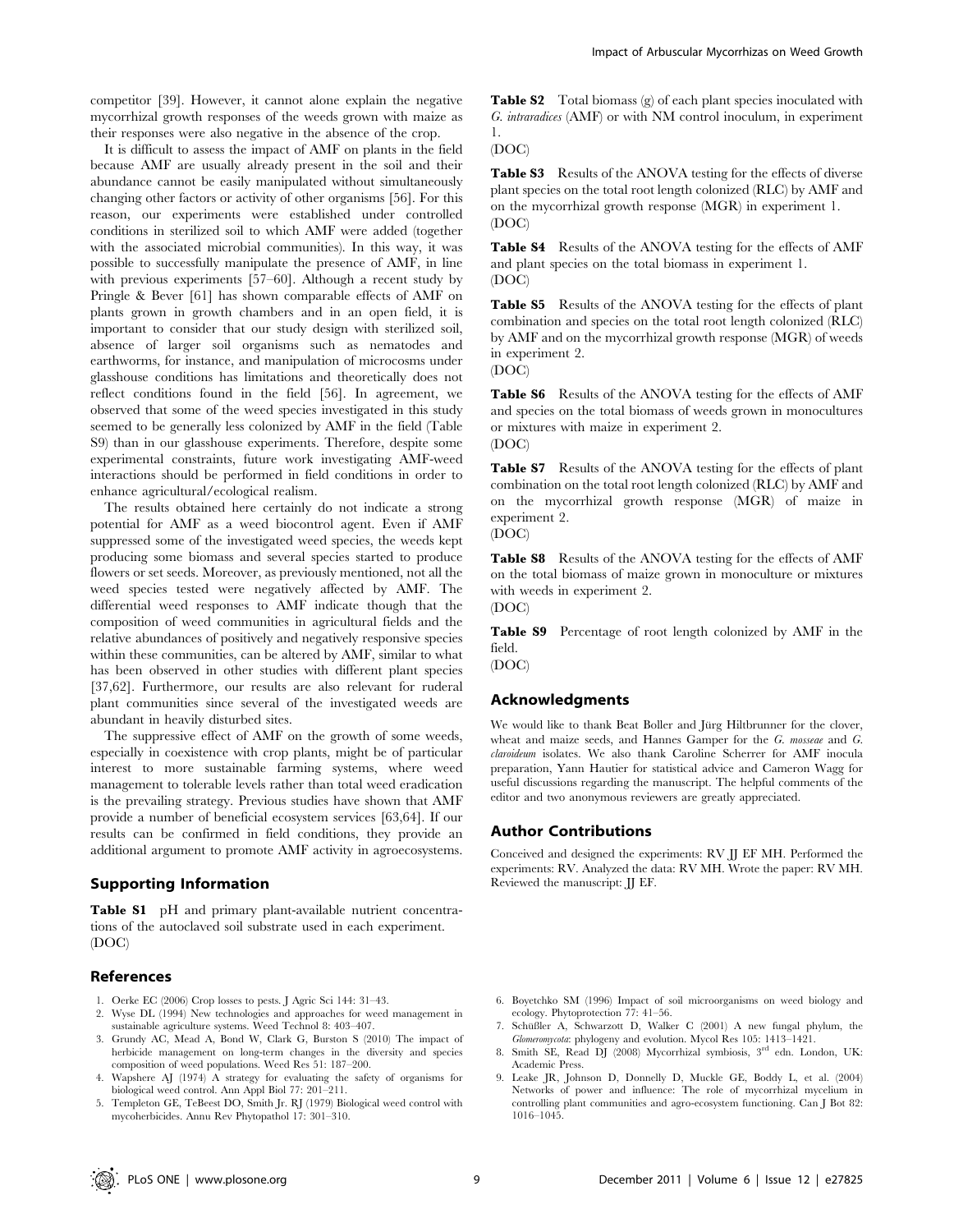competitor [39]. However, it cannot alone explain the negative mycorrhizal growth responses of the weeds grown with maize as their responses were also negative in the absence of the crop.

It is difficult to assess the impact of AMF on plants in the field because AMF are usually already present in the soil and their abundance cannot be easily manipulated without simultaneously changing other factors or activity of other organisms [56]. For this reason, our experiments were established under controlled conditions in sterilized soil to which AMF were added (together with the associated microbial communities). In this way, it was possible to successfully manipulate the presence of AMF, in line with previous experiments [57–60]. Although a recent study by Pringle & Bever [61] has shown comparable effects of AMF on plants grown in growth chambers and in an open field, it is important to consider that our study design with sterilized soil, absence of larger soil organisms such as nematodes and earthworms, for instance, and manipulation of microcosms under glasshouse conditions has limitations and theoretically does not reflect conditions found in the field [56]. In agreement, we observed that some of the weed species investigated in this study seemed to be generally less colonized by AMF in the field (Table S9) than in our glasshouse experiments. Therefore, despite some experimental constraints, future work investigating AMF-weed interactions should be performed in field conditions in order to enhance agricultural/ecological realism.

The results obtained here certainly do not indicate a strong potential for AMF as a weed biocontrol agent. Even if AMF suppressed some of the investigated weed species, the weeds kept producing some biomass and several species started to produce flowers or set seeds. Moreover, as previously mentioned, not all the weed species tested were negatively affected by AMF. The differential weed responses to AMF indicate though that the composition of weed communities in agricultural fields and the relative abundances of positively and negatively responsive species within these communities, can be altered by AMF, similar to what has been observed in other studies with different plant species [37,62]. Furthermore, our results are also relevant for ruderal plant communities since several of the investigated weeds are abundant in heavily disturbed sites.

The suppressive effect of AMF on the growth of some weeds, especially in coexistence with crop plants, might be of particular interest to more sustainable farming systems, where weed management to tolerable levels rather than total weed eradication is the prevailing strategy. Previous studies have shown that AMF provide a number of beneficial ecosystem services [63,64]. If our results can be confirmed in field conditions, they provide an additional argument to promote AMF activity in agroecosystems.

## Supporting Information

**Table S1** pH and primary plant-available nutrient concentrations of the autoclaved soil substrate used in each experiment. (DOC)

**Table S2** Total biomass (g) of each plant species inoculated with *G. intraradices* (AMF) or with NM control inoculum, in experiment 1. (DOC)

**Table S3** Results of the ANOVA testing for the effects of diverse plant species on the total root length colonized (RLC) by AMF and on the mycorrhizal growth response (MGR) in experiment 1. (DOC)

**Table S4** Results of the ANOVA testing for the effects of AMF and plant species on the total biomass in experiment 1. (DOC)

**Table S5** Results of the ANOVA testing for the effects of plant combination and species on the total root length colonized (RLC) by AMF and on the mycorrhizal growth response (MGR) of weeds in experiment 2. (DOC)

**Table S6** Results of the ANOVA testing for the effects of AMF and species on the total biomass of weeds grown in monocultures or mixtures with maize in experiment 2. (DOC)

**Table S7** Results of the ANOVA testing for the effects of plant combination on the total root length colonized (RLC) by AMF and on the mycorrhizal growth response (MGR) of maize in experiment 2. (DOC)

**Table S8** Results of the ANOVA testing for the effects of AMF on the total biomass of maize grown in monoculture or mixtures with weeds in experiment 2. (DOC)

**Table S9** Percentage of root length colonized by AMF in the field. (DOC)

## Acknowledgments

We would like to thank Beat Boller and Jürg Hiltbrunner for the clover, wheat and maize seeds, and Hannes Gamper for the *G. mosseae* and *G. claroideum* isolates. We also thank Caroline Scherrer for AMF inocula preparation, Yann Hautier for statistical advice and Cameron Wagg for useful discussions regarding the manuscript. The helpful comments of the editor and two anonymous reviewers are greatly appreciated.

## Author Contributions

Conceived and designed the experiments: RV JJ EF MH. Performed the experiments: RV. Analyzed the data: RV MH. Wrote the paper: RV MH. Reviewed the manuscript: JJ EF.

## References

1. Oerke EC (2006) Crop losses to pests. J Agric Sci 144: 31–43.
2. Wyse DL (1994) New technologies and approaches for weed management in sustainable agriculture systems. Weed Technol 8: 403–407.
3. Grundy AC, Mead A, Bond W, Clark G, Burston S (2010) The impact of herbicide management on long-term changes in the diversity and species composition of weed populations. Weed Res 51: 187–200.
4. Wapshere AJ (1974) A strategy for evaluating the safety of organisms for biological weed control. Ann Appl Biol 77: 201–211.
5. Templeton GE, TeBeest DO, Smith Jr. RJ (1979) Biological weed control with mycoherbicides. Annu Rev Phytopathol 17: 301–310.
6. Boyetchko SM (1996) Impact of soil microorganisms on weed biology and ecology. Phytoprotection 77: 41–56.
7. Schüßler A, Schwarzott D, Walker C (2001) A new fungal phylum, the *Glomeromycota*: phylogeny and evolution. Mycol Res 105: 1413–1421.
8. Smith SE, Read DJ (2008) Mycorrhizal symbiosis, 3rd edn. London, UK: Academic Press.
9. Leake JR, Johnson D, Donnelly D, Muckle GE, Boddy L, et al. (2004) Networks of power and influence: The role of mycorrhizal mycelium in controlling plant communities and agro-ecosystem functioning. Can J Bot 82: 1016–1045.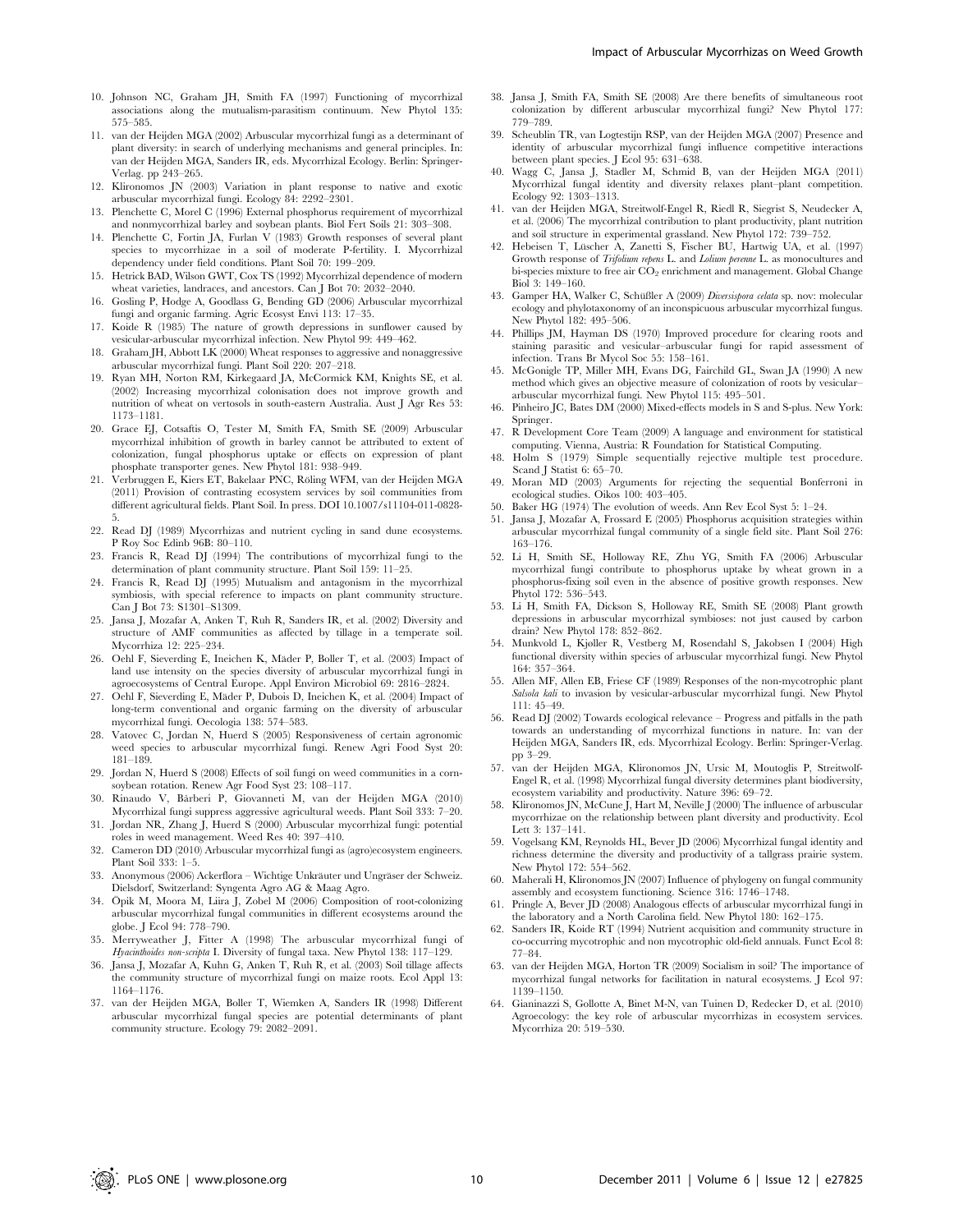10. Johnson NC, Graham JH, Smith FA (1997) Functioning of mycorrhizal associations along the mutualism-parasitism continuum. New Phytol 135: 575–585.
11. van der Heijden MGA (2002) Arbuscular mycorrhizal fungi as a determinant of plant diversity: in search of underlying mechanisms and general principles. In: van der Heijden MGA, Sanders IR, eds. Mycorrhizal Ecology. Berlin: Springer-Verlag. pp 243–265.
12. Klironomos JN (2003) Variation in plant response to native and exotic arbuscular mycorrhizal fungi. Ecology 84: 2292–2301.
13. Plenchette C, Morel C (1996) External phosphorus requirement of mycorrhizal and nonmycorrhizal barley and soybean plants. Biol Fert Soils 21: 303–308.
14. Plenchette C, Fortin JA, Furlan V (1983) Growth responses of several plant species to mycorrhizae in a soil of moderate P-fertility. I. Mycorrhizal dependency under field conditions. Plant Soil 70: 199–209.
15. Hetrick BAD, Wilson GWT, Cox TS (1992) Mycorrhizal dependence of modern wheat varieties, landraces, and ancestors. Can J Bot 70: 2032–2040.
16. Gosling P, Hodge A, Goodlass G, Bending GD (2006) Arbuscular mycorrhizal fungi and organic farming. Agric Ecosyst Envi 113: 17–35.
17. Koide R (1985) The nature of growth depressions in sunflower caused by vesicular-arbuscular mycorrhizal infection. New Phytol 99: 449–462.
18. Graham JH, Abbott LK (2000) Wheat responses to aggressive and nonaggressive arbuscular mycorrhizal fungi. Plant Soil 220: 207–218.
19. Ryan MH, Norton RM, Kirkegaard JA, McCormick KM, Knights SE, et al. (2002) Increasing mycorrhizal colonisation does not improve growth and nutrition of wheat on vertosols in south-eastern Australia. Aust J Agr Res 53: 1173–1181.
20. Grace EJ, Cotsaftis O, Tester M, Smith FA, Smith SE (2009) Arbuscular mycorrhizal inhibition of growth in barley cannot be attributed to extent of colonization, fungal phosphorus uptake or effects on expression of plant phosphate transporter genes. New Phytol 181: 938–949.
21. Verbruggen E, Kiers ET, Bakelaar PNC, Röling WFM, van der Heijden MGA (2011) Provision of contrasting ecosystem services by soil communities from different agricultural fields. Plant Soil. In press. DOI 10.1007/s11104-011-0828-5.
22. Read DJ (1989) Mycorrhizas and nutrient cycling in sand dune ecosystems. P Roy Soc Edinb 96B: 80–110.
23. Francis R, Read DJ (1994) The contributions of mycorrhizal fungi to the determination of plant community structure. Plant Soil 159: 11–25.
24. Francis R, Read DJ (1995) Mutualism and antagonism in the mycorrhizal symbiosis, with special reference to impacts on plant community structure. Can J Bot 73: S1301–S1309.
25. Jansa J, Mozafar A, Anken T, Ruh R, Sanders IR, et al. (2002) Diversity and structure of AMF communities as affected by tillage in a temperate soil. Mycorrhiza 12: 225–234.
26. Oehl F, Sieverding E, Ineichen K, Mäder P, Boller T, et al. (2003) Impact of land use intensity on the species diversity of arbuscular mycorrhizal fungi in agroecosystems of Central Europe. Appl Environ Microbiol 69: 2816–2824.
27. Oehl F, Sieverding E, Mäder P, Dubois D, Ineichen K, et al. (2004) Impact of long-term conventional and organic farming on the diversity of arbuscular mycorrhizal fungi. Oecologia 138: 574–583.
28. Vatovec C, Jordan N, Huerd S (2005) Responsiveness of certain agronomic weed species to arbuscular mycorrhizal fungi. Renew Agri Food Syst 20: 181–189.
29. Jordan N, Huerd S (2008) Effects of soil fungi on weed communities in a corn-soybean rotation. Renew Agr Food Syst 23: 108–117.
30. Rinaudo V, Bàrberi P, Giovannetti M, van der Heijden MGA (2010) Mycorrhizal fungi suppress aggressive agricultural weeds. Plant Soil 333: 7–20.
31. Jordan NR, Zhang J, Huerd S (2000) Arbuscular mycorrhizal fungi: potential roles in weed management. Weed Res 40: 397–410.
32. Cameron DD (2010) Arbuscular mycorrhizal fungi as (agro)ecosystem engineers. Plant Soil 333: 1–5.
33. Anonymous (2006) Ackerflora – Wichtige Unkräuter und Ungräser der Schweiz. Dielsdorf, Switzerland: Syngenta Agro AG & Maag Agro.
34. Öpik M, Moora M, Liira J, Zobel M (2006) Composition of root-colonizing arbuscular mycorrhizal fungal communities in different ecosystems around the globe. J Ecol 94: 778–790.
35. Merryweather J, Fitter A (1998) The arbuscular mycorrhizal fungi of *Hyacinthoides non-scripta* I. Diversity of fungal taxa. New Phytol 138: 117–129.
36. Jansa J, Mozafar A, Kuhn G, Anken T, Ruh R, et al. (2003) Soil tillage affects the community structure of mycorrhizal fungi on maize roots. Ecol Appl 13: 1164–1176.
37. van der Heijden MGA, Boller T, Wiemken A, Sanders IR (1998) Different arbuscular mycorrhizal fungal species are potential determinants of plant community structure. Ecology 79: 2082–2091.
38. Jansa J, Smith FA, Smith SE (2008) Are there benefits of simultaneous root colonization by different arbuscular mycorrhizal fungi? New Phytol 177: 779–789.
39. Scheublin TR, van Logtestijn RSP, van der Heijden MGA (2007) Presence and identity of arbuscular mycorrhizal fungi influence competitive interactions between plant species. J Ecol 95: 631–638.
40. Wagg C, Jansa J, Stadler M, Schmid B, van der Heijden MGA (2011) Mycorrhizal fungal identity and diversity relaxes plant–plant competition. Ecology 92: 1303–1313.
41. van der Heijden MGA, Streitwolf-Engel R, Riedl R, Siegrist S, Neudecker A, et al. (2006) The mycorrhizal contribution to plant productivity, plant nutrition and soil structure in experimental grassland. New Phytol 172: 739–752.
42. Hebeisen T, Lüscher A, Zanetti S, Fischer BU, Hartwig UA, et al. (1997) Growth response of *Trifolium repens* L. and *Lolium perenne* L. as monocultures and bi-species mixture to free air $CO_2$ enrichment and management. Global Change Biol 3: 149–160.
43. Gamper HA, Walker C, Schüßler A (2009) *Diversispora celata* sp. nov: molecular ecology and phylotaxonomy of an inconspicuous arbuscular mycorrhizal fungus. New Phytol 182: 495–506.
44. Phillips JM, Hayman DS (1970) Improved procedure for clearing roots and staining parasitic and vesicular–arbuscular fungi for rapid assessment of infection. Trans Br Mycol Soc 55: 158–161.
45. McGonigle TP, Miller MH, Evans DG, Fairchild GL, Swan JA (1990) A new method which gives an objective measure of colonization of roots by vesicular–arbuscular mycorrhizal fungi. New Phytol 115: 495–501.
46. Pinheiro JC, Bates DM (2000) Mixed-effects models in S and S-plus. New York: Springer.
47. R Development Core Team (2009) A language and environment for statistical computing. Vienna, Austria: R Foundation for Statistical Computing.
48. Holm S (1979) Simple sequentially rejective multiple test procedure. Scand J Statist 6: 65–70.
49. Moran MD (2003) Arguments for rejecting the sequential Bonferroni in ecological studies. Oikos 100: 403–405.
50. Baker HG (1974) The evolution of weeds. Ann Rev Ecol Syst 5: 1–24.
51. Jansa J, Mozafar A, Frossard E (2005) Phosphorus acquisition strategies within arbuscular mycorrhizal fungal community of a single field site. Plant Soil 276: 163–176.
52. Li H, Smith SE, Holloway RE, Zhu YG, Smith FA (2006) Arbuscular mycorrhizal fungi contribute to phosphorus uptake by wheat grown in a phosphorus-fixing soil even in the absence of positive growth responses. New Phytol 172: 536–543.
53. Li H, Smith FA, Dickson S, Holloway RE, Smith SE (2008) Plant growth depressions in arbuscular mycorrhizal symbioses: not just caused by carbon drain? New Phytol 178: 852–862.
54. Munkvold L, Kjøller R, Vestberg M, Rosendahl S, Jakobsen I (2004) High functional diversity within species of arbuscular mycorrhizal fungi. New Phytol 164: 357–364.
55. Allen MF, Allen EB, Friese CF (1989) Responses of the non-mycotrophic plant *Salsola kali* to invasion by vesicular-arbuscular mycorrhizal fungi. New Phytol 111: 45–49.
56. Read DJ (2002) Towards ecological relevance – Progress and pitfalls in the path towards an understanding of mycorrhizal functions in nature. In: van der Heijden MGA, Sanders IR, eds. Mycorrhizal Ecology. Berlin: Springer-Verlag. pp 3–29.
57. van der Heijden MGA, Klironomos JN, Ursic M, Moutoglis P, Streitwolf-Engel R, et al. (1998) Mycorrhizal fungal diversity determines plant biodiversity, ecosystem variability and productivity. Nature 396: 69–72.
58. Klironomos JN, McCune J, Hart M, Neville J (2000) The influence of arbuscular mycorrhizae on the relationship between plant diversity and productivity. Ecol Lett 3: 137–141.
59. Vogelsang KM, Reynolds HL, Bever JD (2006) Mycorrhizal fungal identity and richness determine the diversity and productivity of a tallgrass prairie system. New Phytol 172: 554–562.
60. Maherali H, Klironomos JN (2007) Influence of phylogeny on fungal community assembly and ecosystem functioning. Science 316: 1746–1748.
61. Pringle A, Bever JD (2008) Analogous effects of arbuscular mycorrhizal fungi in the laboratory and a North Carolina field. New Phytol 180: 162–175.
62. Sanders IR, Koide RT (1994) Nutrient acquisition and community structure in co-occurring mycotrophic and non mycotrophic old-field annuals. Funct Ecol 8: 77–84.
63. van der Heijden MGA, Horton TR (2009) Socialism in soil? The importance of mycorrhizal fungal networks for facilitation in natural ecosystems. J Ecol 97: 1139–1150.
64. Gianinazzi S, Gollotte A, Binet M-N, van Tuinen D, Redecker D, et al. (2010) Agroecology: the key role of arbuscular mycorrhizas in ecosystem services. Mycorrhiza 20: 519–530.